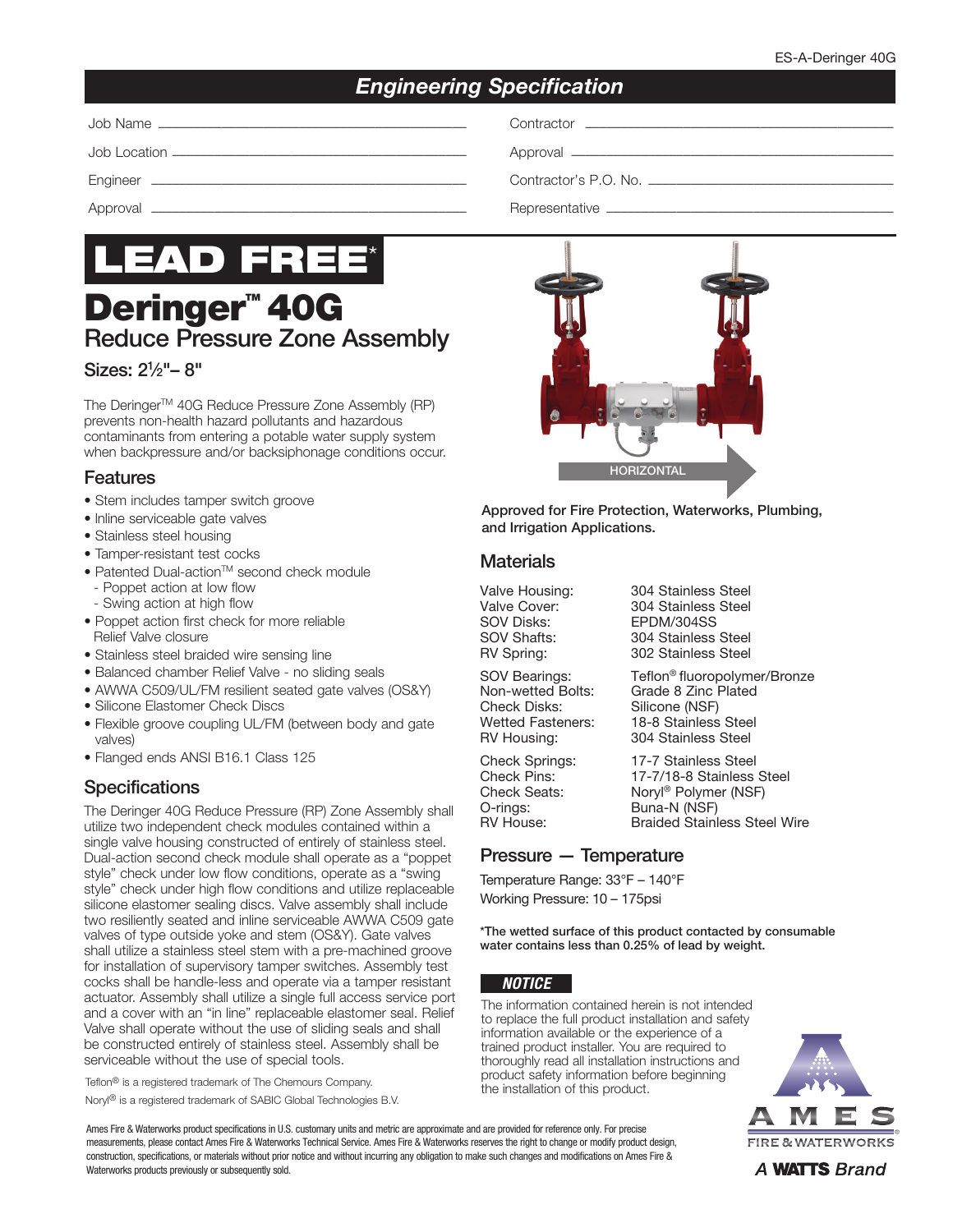ES-A-Deringer 40G

# Engineering Specification

| | | | |
|---|---|---|---|
| Job Name | | Contractor | |
| Job Location | | Approval | |
| Engineer | | Contractor's P.O. No. | |
| Approval | | Representative | |

# LEAD FREE*

# Deringer™ 40G

## Reduce Pressure Zone Assembly

### Sizes: 2½"– 8"

The Deringer™ 40G Reduce Pressure Zone Assembly (RP) prevents non-health hazard pollutants and hazardous contaminants from entering a potable water supply system when backpressure and/or backsiphonage conditions occur.

HORIZONTAL

**Approved for Fire Protection, Waterworks, Plumbing, and Irrigation Applications.**

## Features

- Stem includes tamper switch groove
- Inline serviceable gate valves
- Stainless steel housing
- Tamper-resistant test cocks
- Patented Dual-action™ second check module
  - Poppet action at low flow
  - Swing action at high flow
- Poppet action first check for more reliable Relief Valve closure
- Stainless steel braided wire sensing line
- Balanced chamber Relief Valve - no sliding seals
- AWWA C509/UL/FM resilient seated gate valves (OS&Y)
- Silicone Elastomer Check Discs
- Flexible groove coupling UL/FM (between body and gate valves)
- Flanged ends ANSI B16.1 Class 125

## Specifications

The Deringer 40G Reduce Pressure (RP) Zone Assembly shall utilize two independent check modules contained within a single valve housing constructed of entirely of stainless steel. Dual-action second check module shall operate as a "poppet style" check under low flow conditions, operate as a "swing style" check under high flow conditions and utilize replaceable silicone elastomer sealing discs. Valve assembly shall include two resiliently seated and inline serviceable AWWA C509 gate valves of type outside yoke and stem (OS&Y). Gate valves shall utilize a stainless steel stem with a pre-machined groove for installation of supervisory tamper switches. Assembly test cocks shall be handle-less and operate via a tamper resistant actuator. Assembly shall utilize a single full access service port and a cover with an "in line" replaceable elastomer seal. Relief Valve shall operate without the use of sliding seals and shall be constructed entirely of stainless steel. Assembly shall be serviceable without the use of special tools.

Teflon® is a registered trademark of The Chemours Company.

Noryl® is a registered trademark of SABIC Global Technologies B.V.

## Materials

| | |
|---|---|
| Valve Housing: | 304 Stainless Steel |
| Valve Cover: | 304 Stainless Steel |
| SOV Disks: | EPDM/304SS |
| SOV Shafts: | 304 Stainless Steel |
| RV Spring: | 302 Stainless Steel |
| SOV Bearings: | Teflon® fluoropolymer/Bronze |
| Non-wetted Bolts: | Grade 8 Zinc Plated |
| Check Disks: | Silicone (NSF) |
| Wetted Fasteners: | 18-8 Stainless Steel |
| RV Housing: | 304 Stainless Steel |
| Check Springs: | 17-7 Stainless Steel |
| Check Pins: | 17-7/18-8 Stainless Steel |
| Check Seats: | Noryl® Polymer (NSF) |
| O-rings: | Buna-N (NSF) |
| RV House: | Braided Stainless Steel Wire |

## Pressure — Temperature

Temperature Range: 33°F – 140°F

Working Pressure: 10 – 175psi

**\*The wetted surface of this product contacted by consumable water contains less than 0.25% of lead by weight.**

***NOTICE***

The information contained herein is not intended to replace the full product installation and safety information available or the experience of a trained product installer. You are required to thoroughly read all installation instructions and product safety information before beginning the installation of this product.

Ames Fire & Waterworks product specifications in U.S. customary units and metric are approximate and are provided for reference only. For precise measurements, please contact Ames Fire & Waterworks Technical Service. Ames Fire & Waterworks reserves the right to change or modify product design, construction, specifications, or materials without prior notice and without incurring any obligation to make such changes and modifications on Ames Fire & Waterworks products previously or subsequently sold.

AMES FIRE & WATERWORKS

*A WATTS Brand*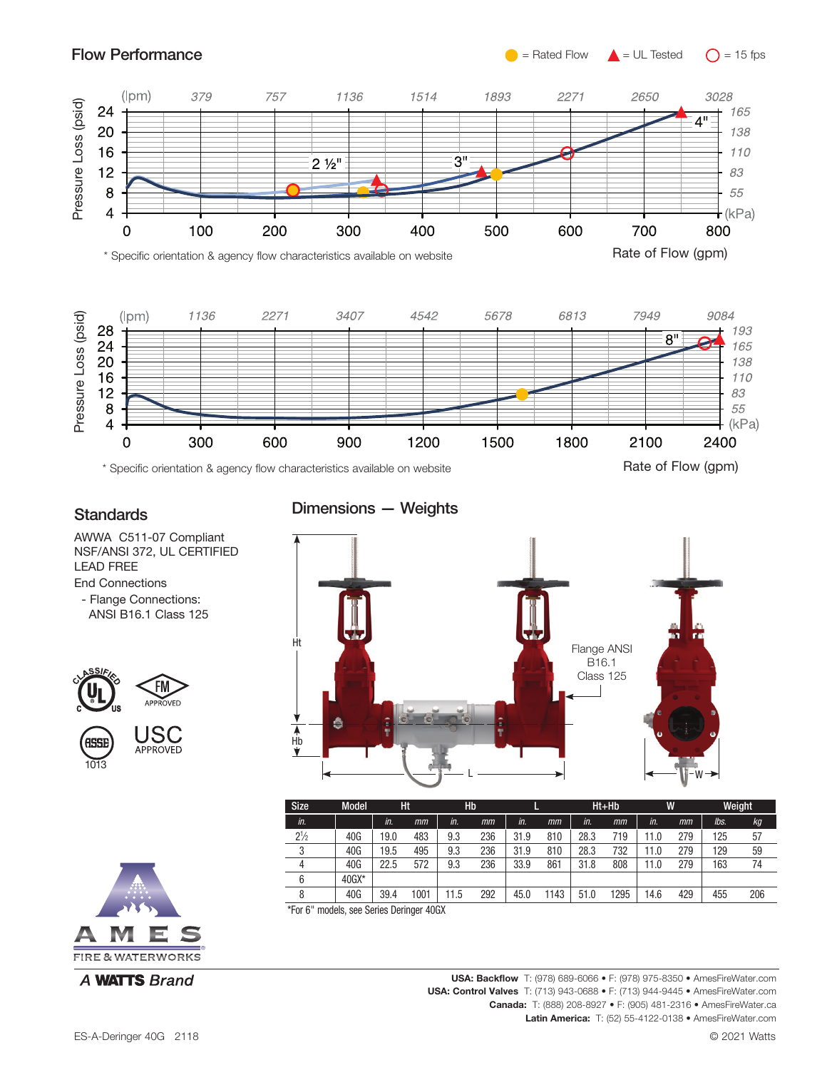## Flow Performance

● = Rated Flow ▲ = UL Tested ○ = 15 fps

(lpm) 379 757 1136 1514 1893 2271 2650 3028

Pressure Loss (psid) 24 20 16 12 8 4

165 138 110 83 55 (kPa)

2 ½" 3" 4"

0 100 200 300 400 500 600 700 800

* Specific orientation & agency flow characteristics available on website

Rate of Flow (gpm)

(lpm) 1136 2271 3407 4542 5678 6813 7949 9084

Pressure Loss (psid) 28 24 20 16 12 8 4

193 165 138 110 83 55 (kPa)

8"

0 300 600 900 1200 1500 1800 2100 2400

* Specific orientation & agency flow characteristics available on website

Rate of Flow (gpm)

## Standards

AWWA C511-07 Compliant
NSF/ANSI 372, UL CERTIFIED
LEAD FREE
End Connections
- Flange Connections: ANSI B16.1 Class 125

## Dimensions — Weights

Ht
Hb
L
W
Flange ANSI B16.1 Class 125

| Size | Model | Ht | | Hb | | L | | Ht+Hb | | W | | Weight | |
|---|---|---|---|---|---|---|---|---|---|---|---|---|---|
| *in.* | | *in.* | *mm* | *in.* | *mm* | *in.* | *mm* | *in.* | *mm* | *in.* | *mm* | *lbs.* | *kg* |
| 2½ | 40G | 19.0 | 483 | 9.3 | 236 | 31.9 | 810 | 28.3 | 719 | 11.0 | 279 | 125 | 57 |
| 3 | 40G | 19.5 | 495 | 9.3 | 236 | 31.9 | 810 | 28.3 | 732 | 11.0 | 279 | 129 | 59 |
| 4 | 40G | 22.5 | 572 | 9.3 | 236 | 33.9 | 861 | 31.8 | 808 | 11.0 | 279 | 163 | 74 |
| 6 | 40GX* | | | | | | | | | | | | |
| 8 | 40G | 39.4 | 1001 | 11.5 | 292 | 45.0 | 1143 | 51.0 | 1295 | 14.6 | 429 | 455 | 206 |

*For 6" models, see Series Deringer 40GX

AMES FIRE & WATERWORKS

A WATTS Brand

**USA: Backflow** T: (978) 689-6066 • F: (978) 975-8350 • AmesFireWater.com
**USA: Control Valves** T: (713) 943-0688 • F: (713) 944-9445 • AmesFireWater.com
**Canada:** T: (888) 208-8927 • F: (905) 481-2316 • AmesFireWater.ca
**Latin America:** T: (52) 55-4122-0138 • AmesFireWater.com

ES-A-Deringer 40G 2118

© 2021 Watts